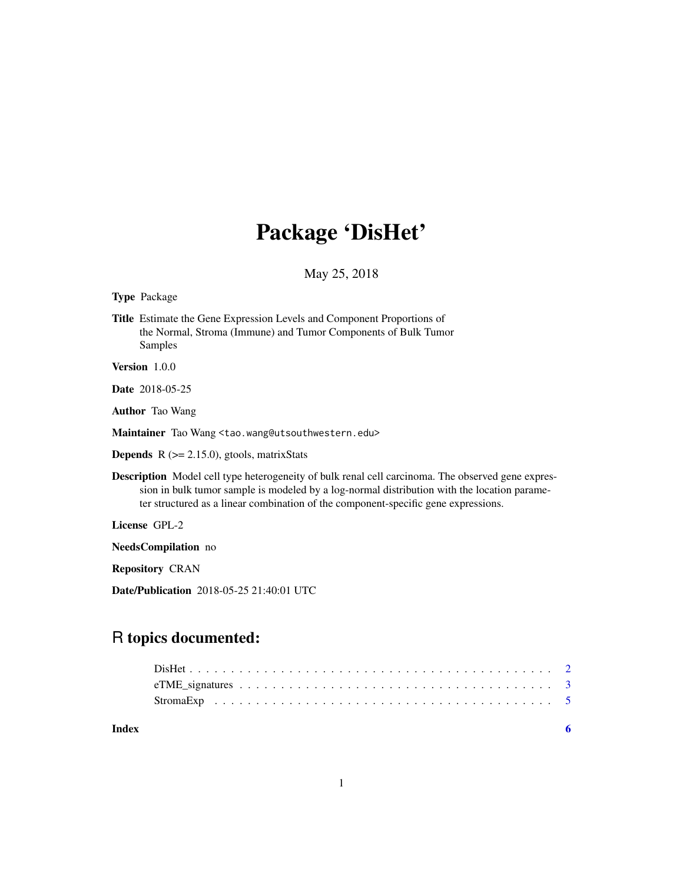# Package 'DisHet'

May 25, 2018

**Type** Package

**Title** Estimate the Gene Expression Levels and Component Proportions of the Normal, Stroma (Immune) and Tumor Components of Bulk Tumor Samples

**Version** 1.0.0

**Date** 2018-05-25

**Author** Tao Wang

**Maintainer** Tao Wang <tao.wang@utsouthwestern.edu>

**Depends** R (>= 2.15.0), gtools, matrixStats

**Description** Model cell type heterogeneity of bulk renal cell carcinoma. The observed gene expression in bulk tumor sample is modeled by a log-normal distribution with the location parameter structured as a linear combination of the component-specific gene expressions.

**License** GPL-2

**NeedsCompilation** no

**Repository** CRAN

**Date/Publication** 2018-05-25 21:40:01 UTC

## R topics documented:

- DisHet . . . . . . . . . . . . . . . . . . . . . . . . . . . . . . . . . . . . . . . . . 2
- eTME_signatures . . . . . . . . . . . . . . . . . . . . . . . . . . . . . . . . . . . 3
- StromaExp . . . . . . . . . . . . . . . . . . . . . . . . . . . . . . . . . . . . . . . 5

**Index** **6**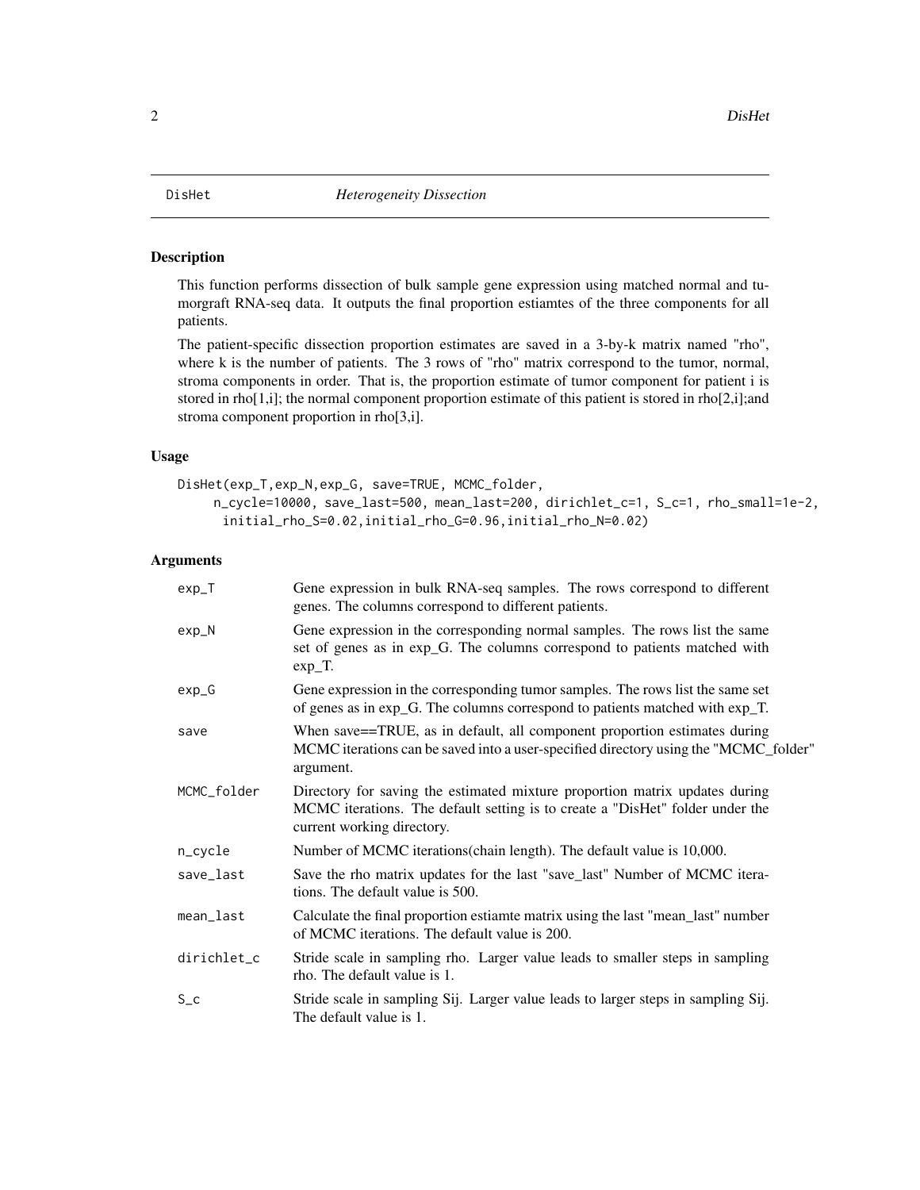DisHet *Heterogeneity Dissection*

## Description

This function performs dissection of bulk sample gene expression using matched normal and tumorgraft RNA-seq data. It outputs the final proportion estiamtes of the three components for all patients.

The patient-specific dissection proportion estimates are saved in a 3-by-k matrix named "rho", where k is the number of patients. The 3 rows of "rho" matrix correspond to the tumor, normal, stroma components in order. That is, the proportion estimate of tumor component for patient i is stored in rho[1,i]; the normal component proportion estimate of this patient is stored in rho[2,i];and stroma component proportion in rho[3,i].

## Usage

```
DisHet(exp_T,exp_N,exp_G, save=TRUE, MCMC_folder,
    n_cycle=10000, save_last=500, mean_last=200, dirichlet_c=1, S_c=1, rho_small=1e-2,
     initial_rho_S=0.02,initial_rho_G=0.96,initial_rho_N=0.02)
```

## Arguments

| | |
|---|---|
| `exp_T` | Gene expression in bulk RNA-seq samples. The rows correspond to different genes. The columns correspond to different patients. |
| `exp_N` | Gene expression in the corresponding normal samples. The rows list the same set of genes as in exp_G. The columns correspond to patients matched with exp_T. |
| `exp_G` | Gene expression in the corresponding tumor samples. The rows list the same set of genes as in exp_G. The columns correspond to patients matched with exp_T. |
| `save` | When save==TRUE, as in default, all component proportion estimates during MCMC iterations can be saved into a user-specified directory using the "MCMC_folder" argument. |
| `MCMC_folder` | Directory for saving the estimated mixture proportion matrix updates during MCMC iterations. The default setting is to create a "DisHet" folder under the current working directory. |
| `n_cycle` | Number of MCMC iterations(chain length). The default value is 10,000. |
| `save_last` | Save the rho matrix updates for the last "save_last" Number of MCMC iterations. The default value is 500. |
| `mean_last` | Calculate the final proportion estiamte matrix using the last "mean_last" number of MCMC iterations. The default value is 200. |
| `dirichlet_c` | Stride scale in sampling rho. Larger value leads to smaller steps in sampling rho. The default value is 1. |
| `S_c` | Stride scale in sampling Sij. Larger value leads to larger steps in sampling Sij. The default value is 1. |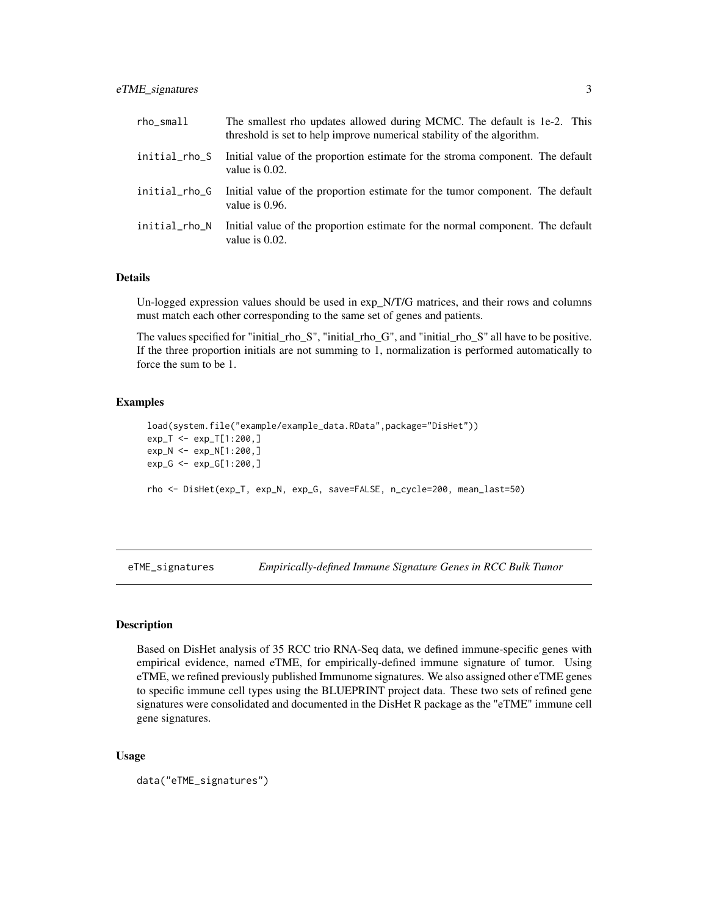| | |
|---|---|
| rho_small | The smallest rho updates allowed during MCMC. The default is 1e-2. This threshold is set to help improve numerical stability of the algorithm. |
| initial_rho_S | Initial value of the proportion estimate for the stroma component. The default value is 0.02. |
| initial_rho_G | Initial value of the proportion estimate for the tumor component. The default value is 0.96. |
| initial_rho_N | Initial value of the proportion estimate for the normal component. The default value is 0.02. |

### Details

Un-logged expression values should be used in exp_N/T/G matrices, and their rows and columns must match each other corresponding to the same set of genes and patients.

The values specified for "initial_rho_S", "initial_rho_G", and "initial_rho_S" all have to be positive. If the three proportion initials are not summing to 1, normalization is performed automatically to force the sum to be 1.

### Examples

```
load(system.file("example/example_data.RData",package="DisHet"))
exp_T <- exp_T[1:200,]
exp_N <- exp_N[1:200,]
exp_G <- exp_G[1:200,]

rho <- DisHet(exp_T, exp_N, exp_G, save=FALSE, n_cycle=200, mean_last=50)
```

---

## eTME_signatures — *Empirically-defined Immune Signature Genes in RCC Bulk Tumor*

### Description

Based on DisHet analysis of 35 RCC trio RNA-Seq data, we defined immune-specific genes with empirical evidence, named eTME, for empirically-defined immune signature of tumor. Using eTME, we refined previously published Immunome signatures. We also assigned other eTME genes to specific immune cell types using the BLUEPRINT project data. These two sets of refined gene signatures were consolidated and documented in the DisHet R package as the "eTME" immune cell gene signatures.

### Usage

```
data("eTME_signatures")
```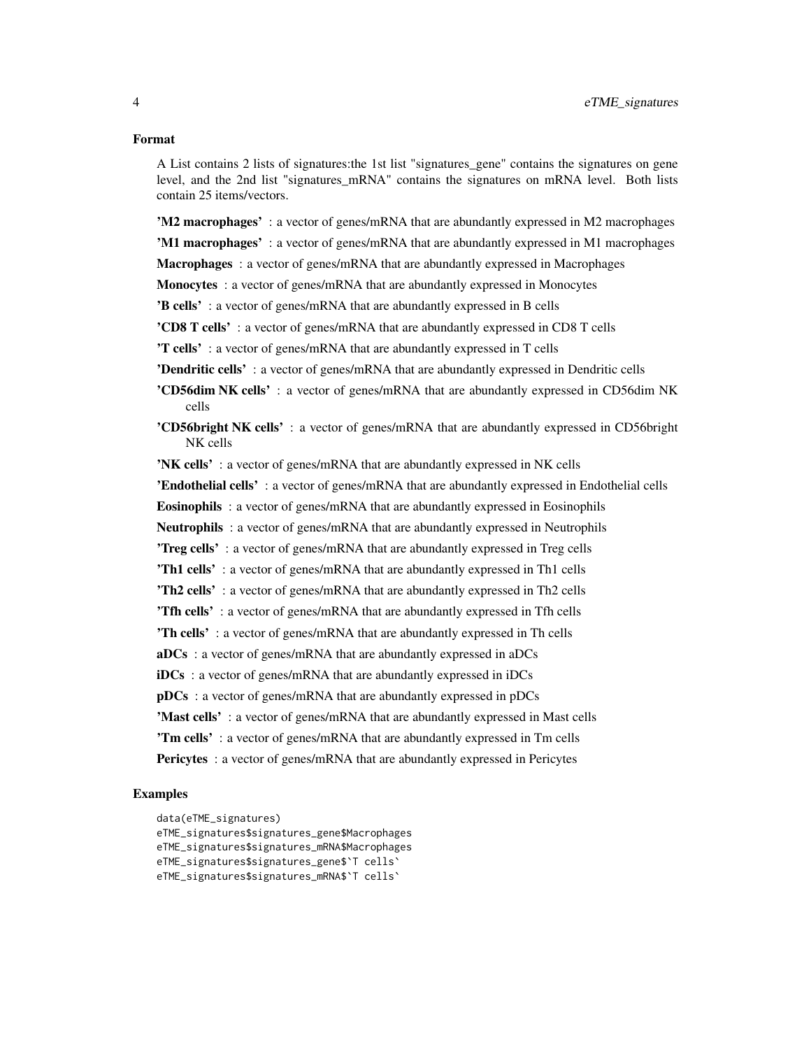### Format

A List contains 2 lists of signatures:the 1st list "signatures_gene" contains the signatures on gene level, and the 2nd list "signatures_mRNA" contains the signatures on mRNA level. Both lists contain 25 items/vectors.

**'M2 macrophages'** : a vector of genes/mRNA that are abundantly expressed in M2 macrophages

**'M1 macrophages'** : a vector of genes/mRNA that are abundantly expressed in M1 macrophages

**Macrophages** : a vector of genes/mRNA that are abundantly expressed in Macrophages

**Monocytes** : a vector of genes/mRNA that are abundantly expressed in Monocytes

**'B cells'** : a vector of genes/mRNA that are abundantly expressed in B cells

**'CD8 T cells'** : a vector of genes/mRNA that are abundantly expressed in CD8 T cells

**'T cells'** : a vector of genes/mRNA that are abundantly expressed in T cells

**'Dendritic cells'** : a vector of genes/mRNA that are abundantly expressed in Dendritic cells

**'CD56dim NK cells'** : a vector of genes/mRNA that are abundantly expressed in CD56dim NK cells

**'CD56bright NK cells'** : a vector of genes/mRNA that are abundantly expressed in CD56bright NK cells

**'NK cells'** : a vector of genes/mRNA that are abundantly expressed in NK cells

**'Endothelial cells'** : a vector of genes/mRNA that are abundantly expressed in Endothelial cells

**Eosinophils** : a vector of genes/mRNA that are abundantly expressed in Eosinophils

**Neutrophils** : a vector of genes/mRNA that are abundantly expressed in Neutrophils

**'Treg cells'** : a vector of genes/mRNA that are abundantly expressed in Treg cells

**'Th1 cells'** : a vector of genes/mRNA that are abundantly expressed in Th1 cells

**'Th2 cells'** : a vector of genes/mRNA that are abundantly expressed in Th2 cells

**'Tfh cells'** : a vector of genes/mRNA that are abundantly expressed in Tfh cells

**'Th cells'** : a vector of genes/mRNA that are abundantly expressed in Th cells

**aDCs** : a vector of genes/mRNA that are abundantly expressed in aDCs

**iDCs** : a vector of genes/mRNA that are abundantly expressed in iDCs

**pDCs** : a vector of genes/mRNA that are abundantly expressed in pDCs

**'Mast cells'** : a vector of genes/mRNA that are abundantly expressed in Mast cells

**'Tm cells'** : a vector of genes/mRNA that are abundantly expressed in Tm cells

**Pericytes** : a vector of genes/mRNA that are abundantly expressed in Pericytes

### Examples

```
data(eTME_signatures)
eTME_signatures$signatures_gene$Macrophages
eTME_signatures$signatures_mRNA$Macrophages
eTME_signatures$signatures_gene$`T cells`
eTME_signatures$signatures_mRNA$`T cells`
```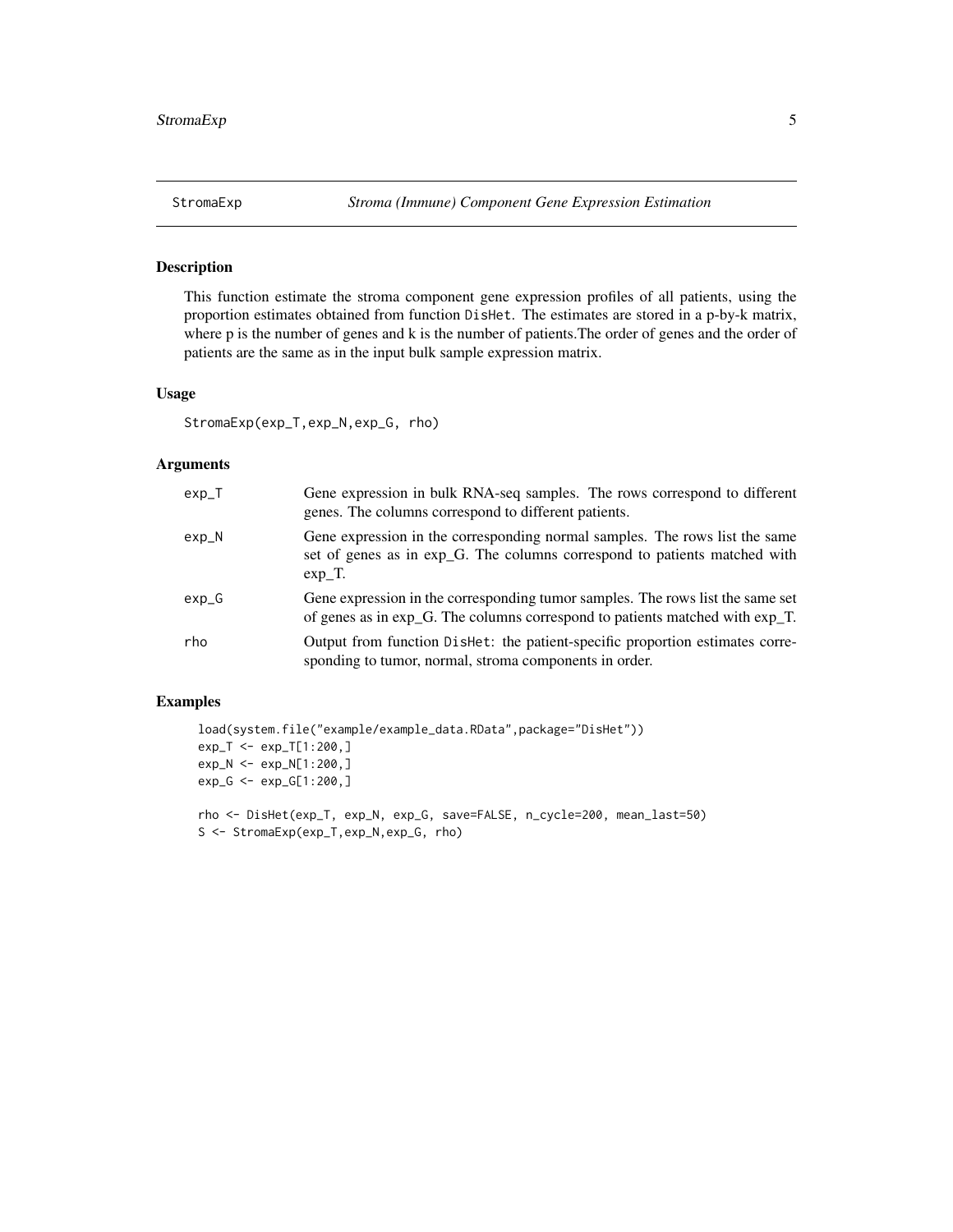# StromaExp — *Stroma (Immune) Component Gene Expression Estimation*

## Description

This function estimate the stroma component gene expression profiles of all patients, using the proportion estimates obtained from function `DisHet`. The estimates are stored in a p-by-k matrix, where p is the number of genes and k is the number of patients.The order of genes and the order of patients are the same as in the input bulk sample expression matrix.

## Usage

```
StromaExp(exp_T,exp_N,exp_G, rho)
```

## Arguments

| | |
|---|---|
| exp_T | Gene expression in bulk RNA-seq samples. The rows correspond to different genes. The columns correspond to different patients. |
| exp_N | Gene expression in the corresponding normal samples. The rows list the same set of genes as in exp_G. The columns correspond to patients matched with exp_T. |
| exp_G | Gene expression in the corresponding tumor samples. The rows list the same set of genes as in exp_G. The columns correspond to patients matched with exp_T. |
| rho | Output from function `DisHet`: the patient-specific proportion estimates corresponding to tumor, normal, stroma components in order. |

## Examples

```
load(system.file("example/example_data.RData",package="DisHet"))
exp_T <- exp_T[1:200,]
exp_N <- exp_N[1:200,]
exp_G <- exp_G[1:200,]

rho <- DisHet(exp_T, exp_N, exp_G, save=FALSE, n_cycle=200, mean_last=50)
S <- StromaExp(exp_T,exp_N,exp_G, rho)
```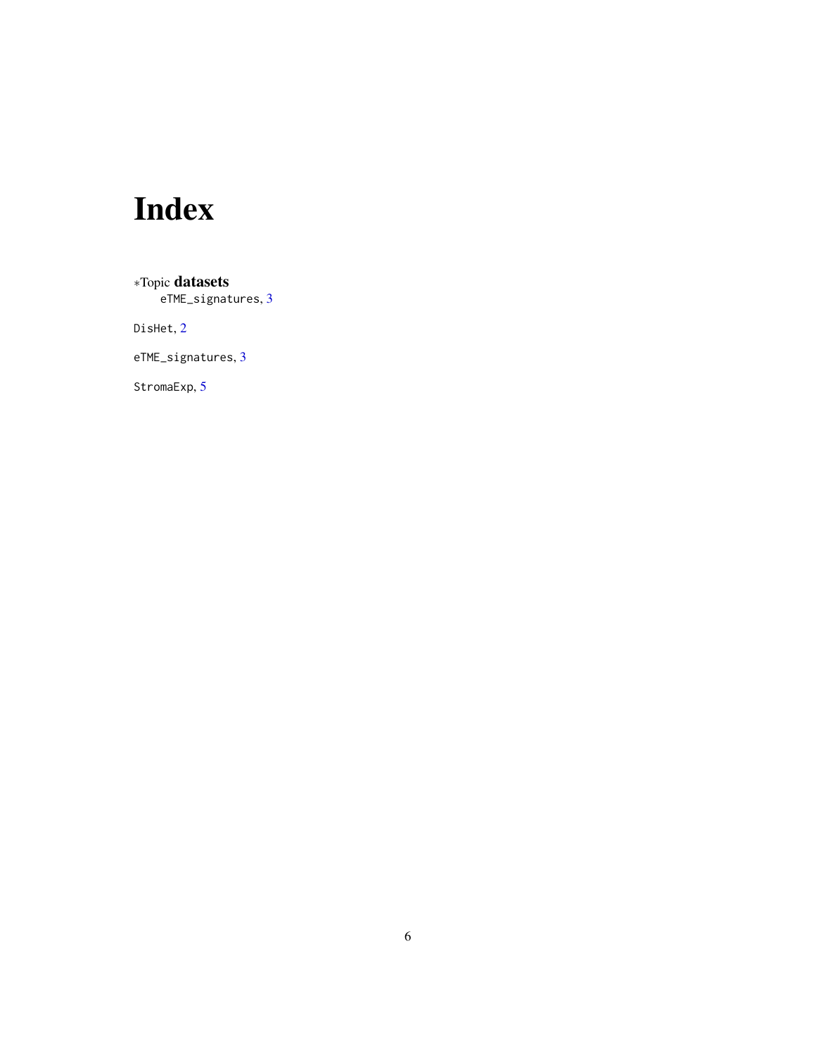# Index

*Topic **datasets**
    eTME_signatures, 3

DisHet, 2

eTME_signatures, 3

StromaExp, 5